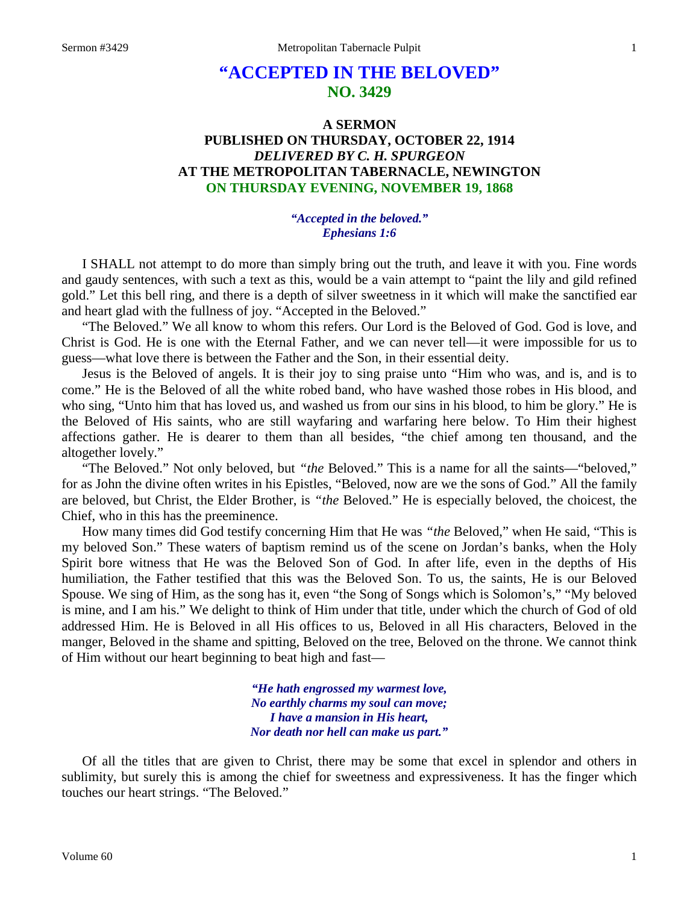# "ACCEPTED IN THE BELOVED"
## NO. 3429

### A SERMON
### PUBLISHED ON THURSDAY, OCTOBER 22, 1914
### *DELIVERED BY C. H. SPURGEON*
### AT THE METROPOLITAN TABERNACLE, NEWINGTON
### ON THURSDAY EVENING, NOVEMBER 19, 1868

*"Accepted in the beloved."*
*Ephesians 1:6*

I SHALL not attempt to do more than simply bring out the truth, and leave it with you. Fine words and gaudy sentences, with such a text as this, would be a vain attempt to "paint the lily and gild refined gold." Let this bell ring, and there is a depth of silver sweetness in it which will make the sanctified ear and heart glad with the fullness of joy. "Accepted in the Beloved."

"The Beloved." We all know to whom this refers. Our Lord is the Beloved of God. God is love, and Christ is God. He is one with the Eternal Father, and we can never tell—it were impossible for us to guess—what love there is between the Father and the Son, in their essential deity.

Jesus is the Beloved of angels. It is their joy to sing praise unto "Him who was, and is, and is to come." He is the Beloved of all the white robed band, who have washed those robes in His blood, and who sing, "Unto him that has loved us, and washed us from our sins in his blood, to him be glory." He is the Beloved of His saints, who are still wayfaring and warfaring here below. To Him their highest affections gather. He is dearer to them than all besides, "the chief among ten thousand, and the altogether lovely."

"The Beloved." Not only beloved, but *"the* Beloved." This is a name for all the saints—"beloved," for as John the divine often writes in his Epistles, "Beloved, now are we the sons of God." All the family are beloved, but Christ, the Elder Brother, is *"the* Beloved." He is especially beloved, the choicest, the Chief, who in this has the preeminence.

How many times did God testify concerning Him that He was *"the* Beloved," when He said, "This is my beloved Son." These waters of baptism remind us of the scene on Jordan's banks, when the Holy Spirit bore witness that He was the Beloved Son of God. In after life, even in the depths of His humiliation, the Father testified that this was the Beloved Son. To us, the saints, He is our Beloved Spouse. We sing of Him, as the song has it, even "the Song of Songs which is Solomon's," "My beloved is mine, and I am his." We delight to think of Him under that title, under which the church of God of old addressed Him. He is Beloved in all His offices to us, Beloved in all His characters, Beloved in the manger, Beloved in the shame and spitting, Beloved on the tree, Beloved on the throne. We cannot think of Him without our heart beginning to beat high and fast—

*"He hath engrossed my warmest love,*
*No earthly charms my soul can move;*
*I have a mansion in His heart,*
*Nor death nor hell can make us part."*

Of all the titles that are given to Christ, there may be some that excel in splendor and others in sublimity, but surely this is among the chief for sweetness and expressiveness. It has the finger which touches our heart strings. "The Beloved."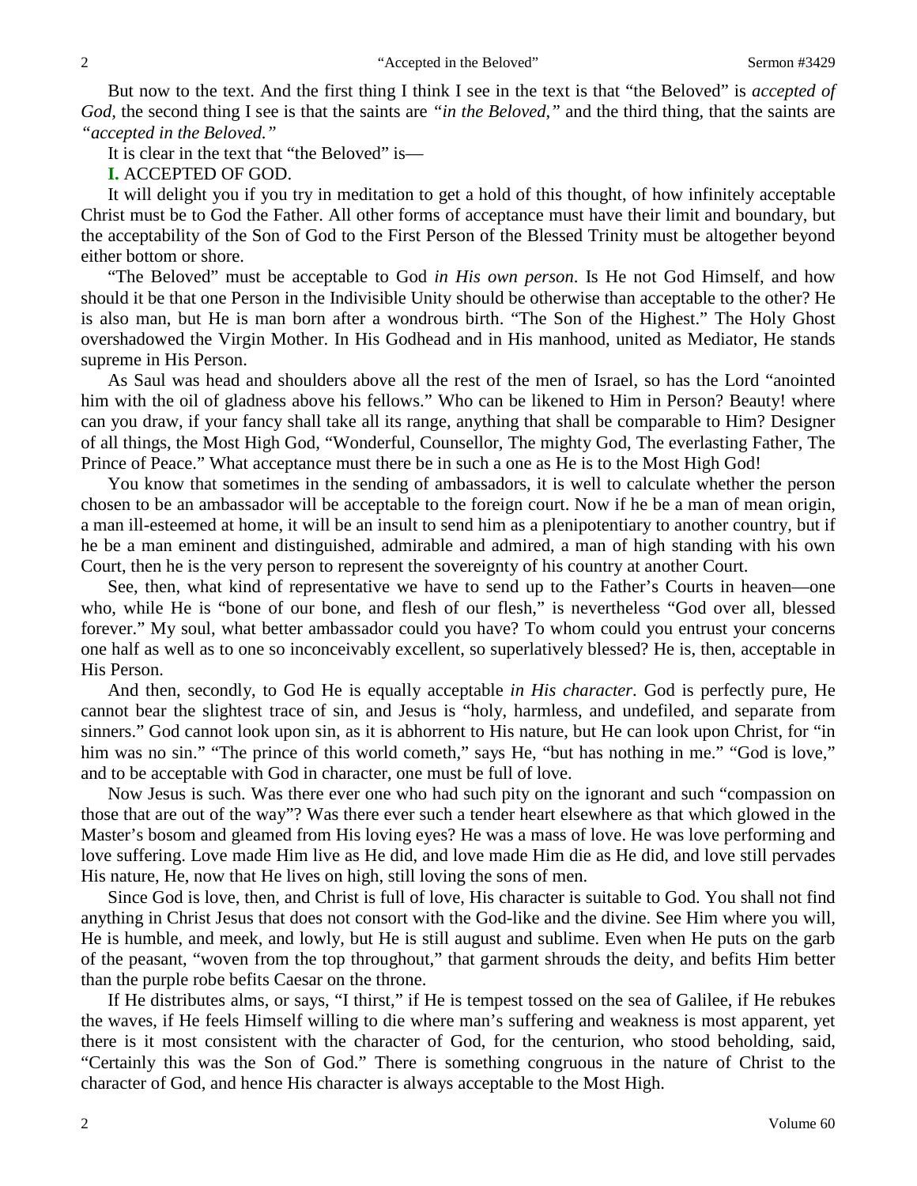But now to the text. And the first thing I think I see in the text is that "the Beloved" is *accepted of God,* the second thing I see is that the saints are *"in the Beloved,"* and the third thing, that the saints are *"accepted in the Beloved."*

It is clear in the text that "the Beloved" is—

**I.** ACCEPTED OF GOD.

It will delight you if you try in meditation to get a hold of this thought, of how infinitely acceptable Christ must be to God the Father. All other forms of acceptance must have their limit and boundary, but the acceptability of the Son of God to the First Person of the Blessed Trinity must be altogether beyond either bottom or shore.

"The Beloved" must be acceptable to God *in His own person.* Is He not God Himself, and how should it be that one Person in the Indivisible Unity should be otherwise than acceptable to the other? He is also man, but He is man born after a wondrous birth. "The Son of the Highest." The Holy Ghost overshadowed the Virgin Mother. In His Godhead and in His manhood, united as Mediator, He stands supreme in His Person.

As Saul was head and shoulders above all the rest of the men of Israel, so has the Lord "anointed him with the oil of gladness above his fellows." Who can be likened to Him in Person? Beauty! where can you draw, if your fancy shall take all its range, anything that shall be comparable to Him? Designer of all things, the Most High God, "Wonderful, Counsellor, The mighty God, The everlasting Father, The Prince of Peace." What acceptance must there be in such a one as He is to the Most High God!

You know that sometimes in the sending of ambassadors, it is well to calculate whether the person chosen to be an ambassador will be acceptable to the foreign court. Now if he be a man of mean origin, a man ill-esteemed at home, it will be an insult to send him as a plenipotentiary to another country, but if he be a man eminent and distinguished, admirable and admired, a man of high standing with his own Court, then he is the very person to represent the sovereignty of his country at another Court.

See, then, what kind of representative we have to send up to the Father's Courts in heaven—one who, while He is "bone of our bone, and flesh of our flesh," is nevertheless "God over all, blessed forever." My soul, what better ambassador could you have? To whom could you entrust your concerns one half as well as to one so inconceivably excellent, so superlatively blessed? He is, then, acceptable in His Person.

And then, secondly, to God He is equally acceptable *in His character*. God is perfectly pure, He cannot bear the slightest trace of sin, and Jesus is "holy, harmless, and undefiled, and separate from sinners." God cannot look upon sin, as it is abhorrent to His nature, but He can look upon Christ, for "in him was no sin." "The prince of this world cometh," says He, "but has nothing in me." "God is love," and to be acceptable with God in character, one must be full of love.

Now Jesus is such. Was there ever one who had such pity on the ignorant and such "compassion on those that are out of the way"? Was there ever such a tender heart elsewhere as that which glowed in the Master's bosom and gleamed from His loving eyes? He was a mass of love. He was love performing and love suffering. Love made Him live as He did, and love made Him die as He did, and love still pervades His nature, He, now that He lives on high, still loving the sons of men.

Since God is love, then, and Christ is full of love, His character is suitable to God. You shall not find anything in Christ Jesus that does not consort with the God-like and the divine. See Him where you will, He is humble, and meek, and lowly, but He is still august and sublime. Even when He puts on the garb of the peasant, "woven from the top throughout," that garment shrouds the deity, and befits Him better than the purple robe befits Caesar on the throne.

If He distributes alms, or says, "I thirst," if He is tempest tossed on the sea of Galilee, if He rebukes the waves, if He feels Himself willing to die where man's suffering and weakness is most apparent, yet there is it most consistent with the character of God, for the centurion, who stood beholding, said, "Certainly this was the Son of God." There is something congruous in the nature of Christ to the character of God, and hence His character is always acceptable to the Most High.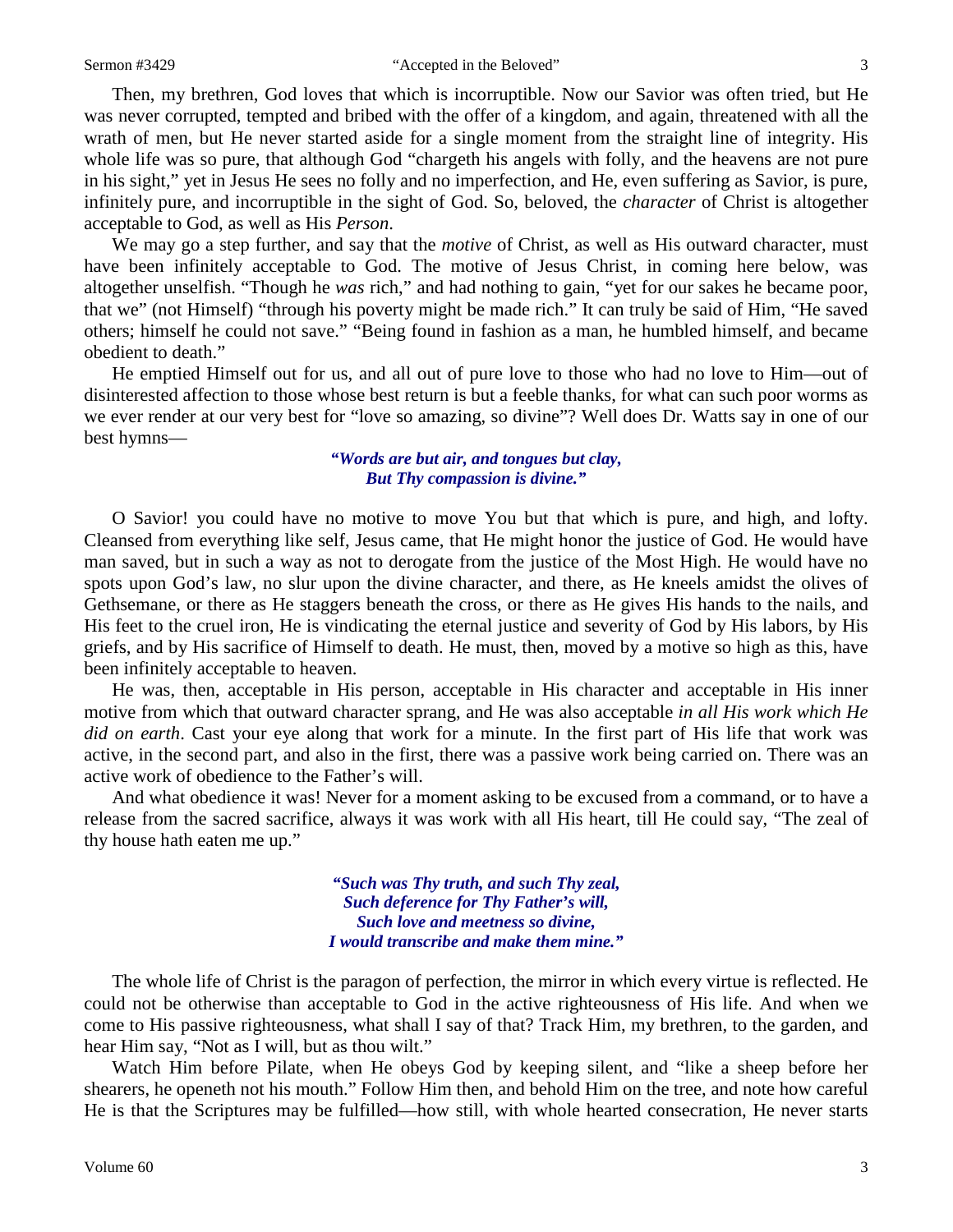Then, my brethren, God loves that which is incorruptible. Now our Savior was often tried, but He was never corrupted, tempted and bribed with the offer of a kingdom, and again, threatened with all the wrath of men, but He never started aside for a single moment from the straight line of integrity. His whole life was so pure, that although God "chargeth his angels with folly, and the heavens are not pure in his sight," yet in Jesus He sees no folly and no imperfection, and He, even suffering as Savior, is pure, infinitely pure, and incorruptible in the sight of God. So, beloved, the *character* of Christ is altogether acceptable to God, as well as His *Person*.

We may go a step further, and say that the *motive* of Christ, as well as His outward character, must have been infinitely acceptable to God. The motive of Jesus Christ, in coming here below, was altogether unselfish. "Though he *was* rich," and had nothing to gain, "yet for our sakes he became poor, that we" (not Himself) "through his poverty might be made rich." It can truly be said of Him, "He saved others; himself he could not save." "Being found in fashion as a man, he humbled himself, and became obedient to death."

He emptied Himself out for us, and all out of pure love to those who had no love to Him—out of disinterested affection to those whose best return is but a feeble thanks, for what can such poor worms as we ever render at our very best for "love so amazing, so divine"? Well does Dr. Watts say in one of our best hymns—

> ***"Words are but air, and tongues but clay,***
> ***But Thy compassion is divine."***

O Savior! you could have no motive to move You but that which is pure, and high, and lofty. Cleansed from everything like self, Jesus came, that He might honor the justice of God. He would have man saved, but in such a way as not to derogate from the justice of the Most High. He would have no spots upon God's law, no slur upon the divine character, and there, as He kneels amidst the olives of Gethsemane, or there as He staggers beneath the cross, or there as He gives His hands to the nails, and His feet to the cruel iron, He is vindicating the eternal justice and severity of God by His labors, by His griefs, and by His sacrifice of Himself to death. He must, then, moved by a motive so high as this, have been infinitely acceptable to heaven.

He was, then, acceptable in His person, acceptable in His character and acceptable in His inner motive from which that outward character sprang, and He was also acceptable *in all His work which He did on earth*. Cast your eye along that work for a minute. In the first part of His life that work was active, in the second part, and also in the first, there was a passive work being carried on. There was an active work of obedience to the Father's will.

And what obedience it was! Never for a moment asking to be excused from a command, or to have a release from the sacred sacrifice, always it was work with all His heart, till He could say, "The zeal of thy house hath eaten me up."

> ***"Such was Thy truth, and such Thy zeal,***
> ***Such deference for Thy Father's will,***
> ***Such love and meetness so divine,***
> ***I would transcribe and make them mine."***

The whole life of Christ is the paragon of perfection, the mirror in which every virtue is reflected. He could not be otherwise than acceptable to God in the active righteousness of His life. And when we come to His passive righteousness, what shall I say of that? Track Him, my brethren, to the garden, and hear Him say, "Not as I will, but as thou wilt."

Watch Him before Pilate, when He obeys God by keeping silent, and "like a sheep before her shearers, he openeth not his mouth." Follow Him then, and behold Him on the tree, and note how careful He is that the Scriptures may be fulfilled—how still, with whole hearted consecration, He never starts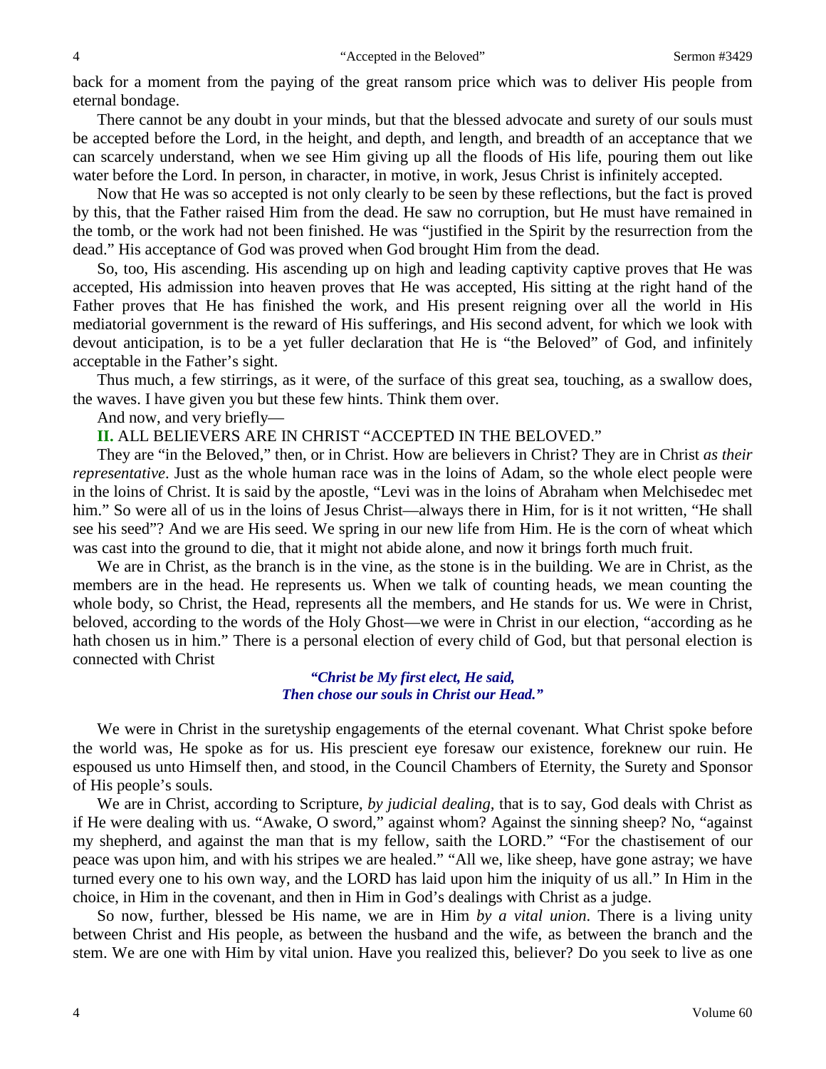back for a moment from the paying of the great ransom price which was to deliver His people from eternal bondage.

There cannot be any doubt in your minds, but that the blessed advocate and surety of our souls must be accepted before the Lord, in the height, and depth, and length, and breadth of an acceptance that we can scarcely understand, when we see Him giving up all the floods of His life, pouring them out like water before the Lord. In person, in character, in motive, in work, Jesus Christ is infinitely accepted.

Now that He was so accepted is not only clearly to be seen by these reflections, but the fact is proved by this, that the Father raised Him from the dead. He saw no corruption, but He must have remained in the tomb, or the work had not been finished. He was "justified in the Spirit by the resurrection from the dead." His acceptance of God was proved when God brought Him from the dead.

So, too, His ascending. His ascending up on high and leading captivity captive proves that He was accepted, His admission into heaven proves that He was accepted, His sitting at the right hand of the Father proves that He has finished the work, and His present reigning over all the world in His mediatorial government is the reward of His sufferings, and His second advent, for which we look with devout anticipation, is to be a yet fuller declaration that He is "the Beloved" of God, and infinitely acceptable in the Father's sight.

Thus much, a few stirrings, as it were, of the surface of this great sea, touching, as a swallow does, the waves. I have given you but these few hints. Think them over.

And now, and very briefly—

**II.** ALL BELIEVERS ARE IN CHRIST "ACCEPTED IN THE BELOVED."

They are "in the Beloved," then, or in Christ. How are believers in Christ? They are in Christ *as their representative*. Just as the whole human race was in the loins of Adam, so the whole elect people were in the loins of Christ. It is said by the apostle, "Levi was in the loins of Abraham when Melchisedec met him." So were all of us in the loins of Jesus Christ—always there in Him, for is it not written, "He shall see his seed"? And we are His seed. We spring in our new life from Him. He is the corn of wheat which was cast into the ground to die, that it might not abide alone, and now it brings forth much fruit.

We are in Christ, as the branch is in the vine, as the stone is in the building. We are in Christ, as the members are in the head. He represents us. When we talk of counting heads, we mean counting the whole body, so Christ, the Head, represents all the members, and He stands for us. We were in Christ, beloved, according to the words of the Holy Ghost—we were in Christ in our election, "according as he hath chosen us in him." There is a personal election of every child of God, but that personal election is connected with Christ

*"Christ be My first elect, He said,*
*Then chose our souls in Christ our Head."*

We were in Christ in the suretyship engagements of the eternal covenant. What Christ spoke before the world was, He spoke as for us. His prescient eye foresaw our existence, foreknew our ruin. He espoused us unto Himself then, and stood, in the Council Chambers of Eternity, the Surety and Sponsor of His people's souls.

We are in Christ, according to Scripture, *by judicial dealing*, that is to say, God deals with Christ as if He were dealing with us. "Awake, O sword," against whom? Against the sinning sheep? No, "against my shepherd, and against the man that is my fellow, saith the LORD." "For the chastisement of our peace was upon him, and with his stripes we are healed." "All we, like sheep, have gone astray; we have turned every one to his own way, and the LORD has laid upon him the iniquity of us all." In Him in the choice, in Him in the covenant, and then in Him in God's dealings with Christ as a judge.

So now, further, blessed be His name, we are in Him *by a vital union*. There is a living unity between Christ and His people, as between the husband and the wife, as between the branch and the stem. We are one with Him by vital union. Have you realized this, believer? Do you seek to live as one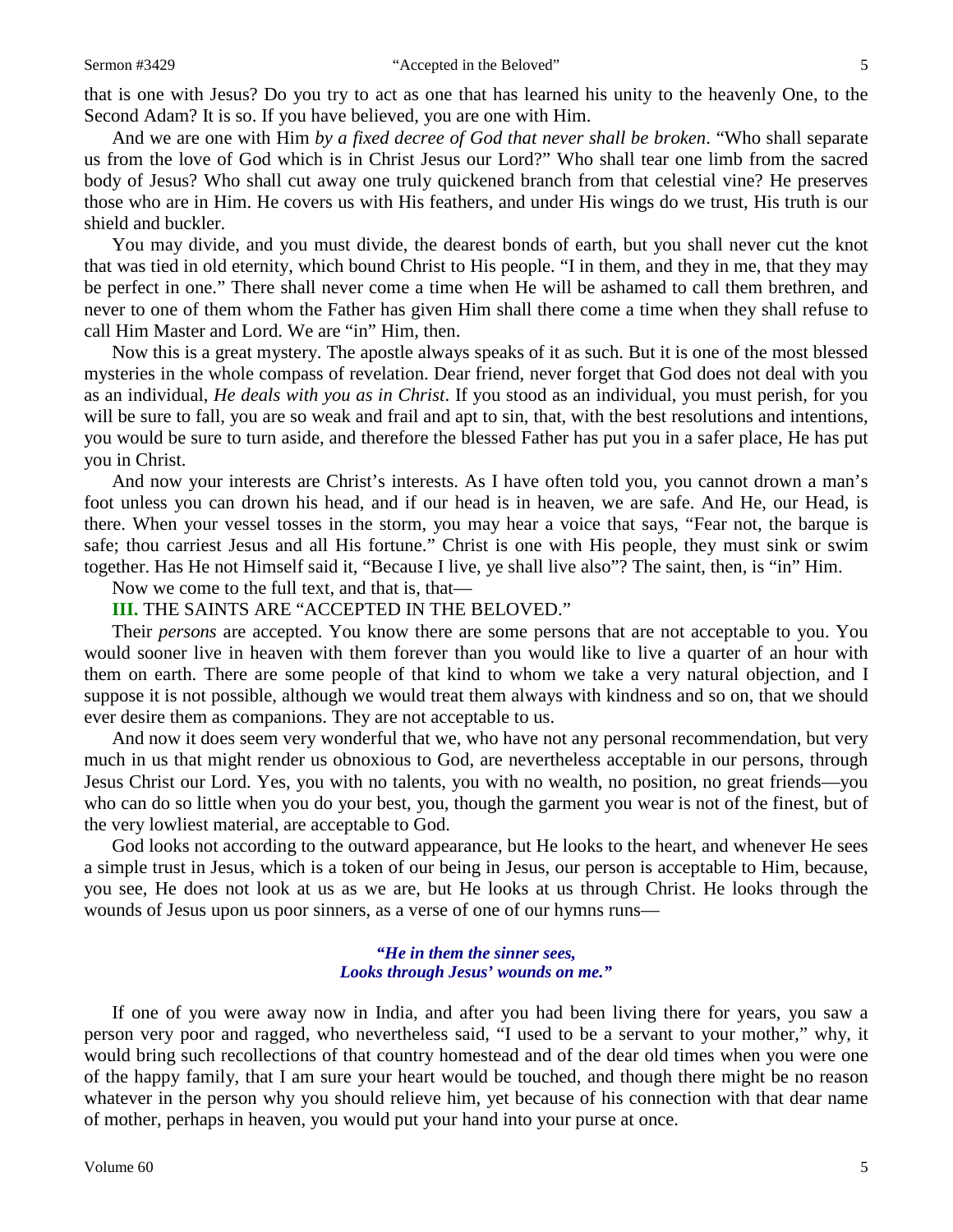that is one with Jesus? Do you try to act as one that has learned his unity to the heavenly One, to the Second Adam? It is so. If you have believed, you are one with Him.

And we are one with Him *by a fixed decree of God that never shall be broken*. "Who shall separate us from the love of God which is in Christ Jesus our Lord?" Who shall tear one limb from the sacred body of Jesus? Who shall cut away one truly quickened branch from that celestial vine? He preserves those who are in Him. He covers us with His feathers, and under His wings do we trust, His truth is our shield and buckler.

You may divide, and you must divide, the dearest bonds of earth, but you shall never cut the knot that was tied in old eternity, which bound Christ to His people. "I in them, and they in me, that they may be perfect in one." There shall never come a time when He will be ashamed to call them brethren, and never to one of them whom the Father has given Him shall there come a time when they shall refuse to call Him Master and Lord. We are "in" Him, then.

Now this is a great mystery. The apostle always speaks of it as such. But it is one of the most blessed mysteries in the whole compass of revelation. Dear friend, never forget that God does not deal with you as an individual, *He deals with you as in Christ*. If you stood as an individual, you must perish, for you will be sure to fall, you are so weak and frail and apt to sin, that, with the best resolutions and intentions, you would be sure to turn aside, and therefore the blessed Father has put you in a safer place, He has put you in Christ.

And now your interests are Christ's interests. As I have often told you, you cannot drown a man's foot unless you can drown his head, and if our head is in heaven, we are safe. And He, our Head, is there. When your vessel tosses in the storm, you may hear a voice that says, "Fear not, the barque is safe; thou carriest Jesus and all His fortune." Christ is one with His people, they must sink or swim together. Has He not Himself said it, "Because I live, ye shall live also"? The saint, then, is "in" Him.

Now we come to the full text, and that is, that—

**III.** THE SAINTS ARE "ACCEPTED IN THE BELOVED."

Their *persons* are accepted. You know there are some persons that are not acceptable to you. You would sooner live in heaven with them forever than you would like to live a quarter of an hour with them on earth. There are some people of that kind to whom we take a very natural objection, and I suppose it is not possible, although we would treat them always with kindness and so on, that we should ever desire them as companions. They are not acceptable to us.

And now it does seem very wonderful that we, who have not any personal recommendation, but very much in us that might render us obnoxious to God, are nevertheless acceptable in our persons, through Jesus Christ our Lord. Yes, you with no talents, you with no wealth, no position, no great friends—you who can do so little when you do your best, you, though the garment you wear is not of the finest, but of the very lowliest material, are acceptable to God.

God looks not according to the outward appearance, but He looks to the heart, and whenever He sees a simple trust in Jesus, which is a token of our being in Jesus, our person is acceptable to Him, because, you see, He does not look at us as we are, but He looks at us through Christ. He looks through the wounds of Jesus upon us poor sinners, as a verse of one of our hymns runs—

> ***"He in them the sinner sees,***
> ***Looks through Jesus' wounds on me."***

If one of you were away now in India, and after you had been living there for years, you saw a person very poor and ragged, who nevertheless said, "I used to be a servant to your mother," why, it would bring such recollections of that country homestead and of the dear old times when you were one of the happy family, that I am sure your heart would be touched, and though there might be no reason whatever in the person why you should relieve him, yet because of his connection with that dear name of mother, perhaps in heaven, you would put your hand into your purse at once.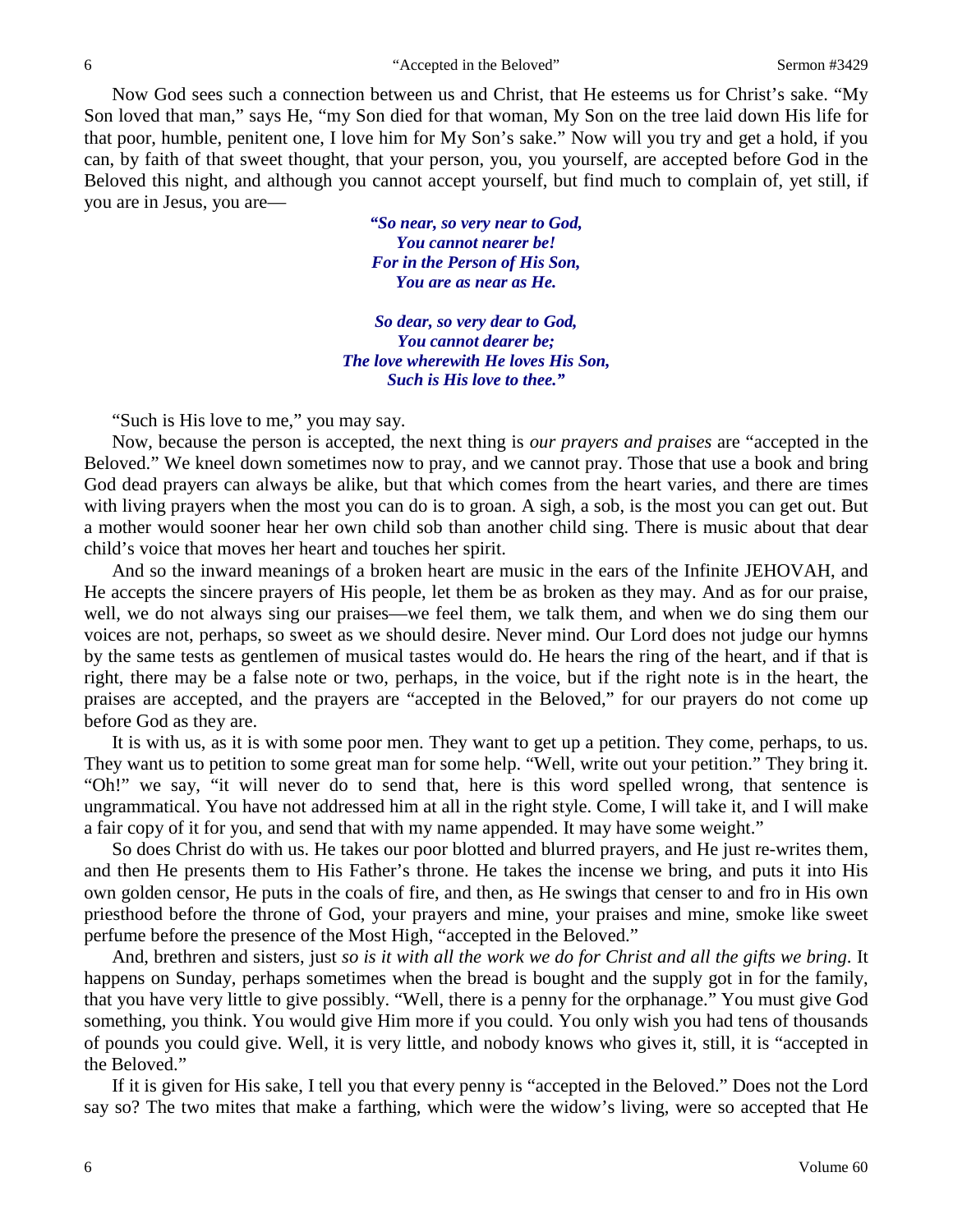Now God sees such a connection between us and Christ, that He esteems us for Christ's sake. "My Son loved that man," says He, "my Son died for that woman, My Son on the tree laid down His life for that poor, humble, penitent one, I love him for My Son's sake." Now will you try and get a hold, if you can, by faith of that sweet thought, that your person, you, you yourself, are accepted before God in the Beloved this night, and although you cannot accept yourself, but find much to complain of, yet still, if you are in Jesus, you are—

> ***"So near, so very near to God,***
> ***You cannot nearer be!***
> ***For in the Person of His Son,***
> ***You are as near as He.***
>
> ***So dear, so very dear to God,***
> ***You cannot dearer be;***
> ***The love wherewith He loves His Son,***
> ***Such is His love to thee."***

"Such is His love to me," you may say.

Now, because the person is accepted, the next thing is *our prayers and praises* are "accepted in the Beloved." We kneel down sometimes now to pray, and we cannot pray. Those that use a book and bring God dead prayers can always be alike, but that which comes from the heart varies, and there are times with living prayers when the most you can do is to groan. A sigh, a sob, is the most you can get out. But a mother would sooner hear her own child sob than another child sing. There is music about that dear child's voice that moves her heart and touches her spirit.

And so the inward meanings of a broken heart are music in the ears of the Infinite JEHOVAH, and He accepts the sincere prayers of His people, let them be as broken as they may. And as for our praise, well, we do not always sing our praises—we feel them, we talk them, and when we do sing them our voices are not, perhaps, so sweet as we should desire. Never mind. Our Lord does not judge our hymns by the same tests as gentlemen of musical tastes would do. He hears the ring of the heart, and if that is right, there may be a false note or two, perhaps, in the voice, but if the right note is in the heart, the praises are accepted, and the prayers are "accepted in the Beloved," for our prayers do not come up before God as they are.

It is with us, as it is with some poor men. They want to get up a petition. They come, perhaps, to us. They want us to petition to some great man for some help. "Well, write out your petition." They bring it. "Oh!" we say, "it will never do to send that, here is this word spelled wrong, that sentence is ungrammatical. You have not addressed him at all in the right style. Come, I will take it, and I will make a fair copy of it for you, and send that with my name appended. It may have some weight."

So does Christ do with us. He takes our poor blotted and blurred prayers, and He just re-writes them, and then He presents them to His Father's throne. He takes the incense we bring, and puts it into His own golden censor, He puts in the coals of fire, and then, as He swings that censer to and fro in His own priesthood before the throne of God, your prayers and mine, your praises and mine, smoke like sweet perfume before the presence of the Most High, "accepted in the Beloved."

And, brethren and sisters, just *so is it with all the work we do for Christ and all the gifts we bring*. It happens on Sunday, perhaps sometimes when the bread is bought and the supply got in for the family, that you have very little to give possibly. "Well, there is a penny for the orphanage." You must give God something, you think. You would give Him more if you could. You only wish you had tens of thousands of pounds you could give. Well, it is very little, and nobody knows who gives it, still, it is "accepted in the Beloved."

If it is given for His sake, I tell you that every penny is "accepted in the Beloved." Does not the Lord say so? The two mites that make a farthing, which were the widow's living, were so accepted that He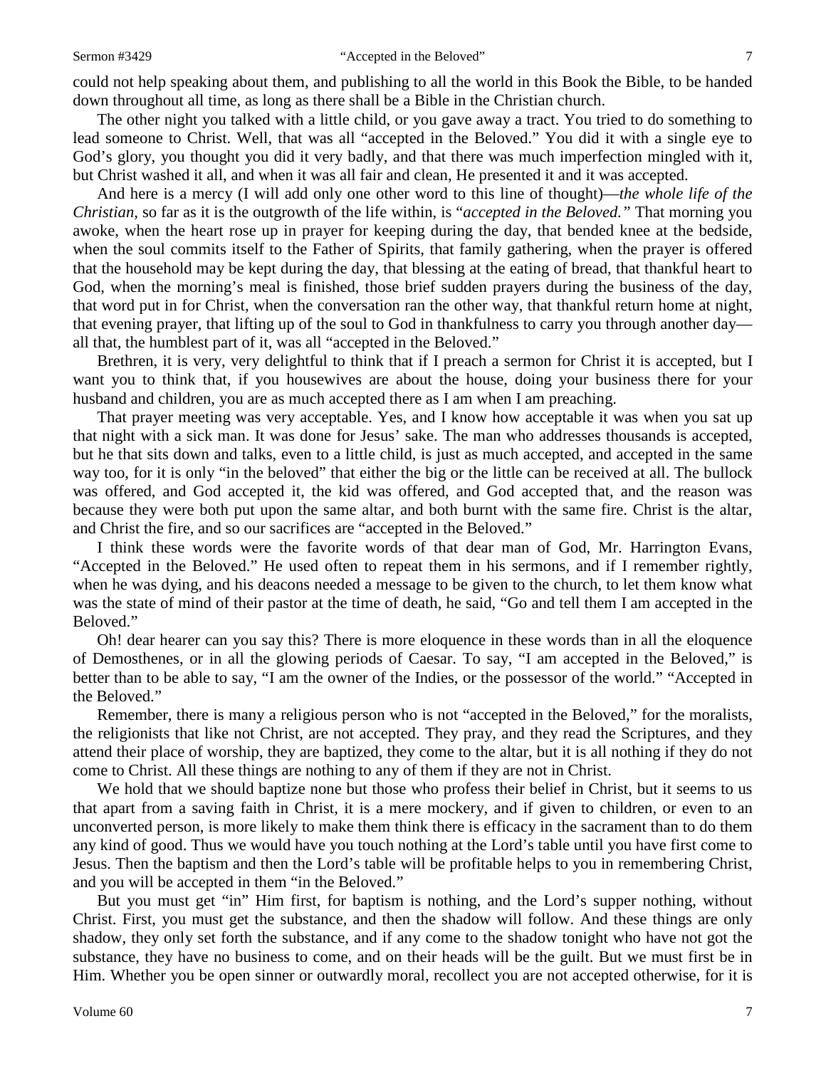could not help speaking about them, and publishing to all the world in this Book the Bible, to be handed down throughout all time, as long as there shall be a Bible in the Christian church.

The other night you talked with a little child, or you gave away a tract. You tried to do something to lead someone to Christ. Well, that was all "accepted in the Beloved." You did it with a single eye to God's glory, you thought you did it very badly, and that there was much imperfection mingled with it, but Christ washed it all, and when it was all fair and clean, He presented it and it was accepted.

And here is a mercy (I will add only one other word to this line of thought)—*the whole life of the Christian,* so far as it is the outgrowth of the life within, is "*accepted in the Beloved."* That morning you awoke, when the heart rose up in prayer for keeping during the day, that bended knee at the bedside, when the soul commits itself to the Father of Spirits, that family gathering, when the prayer is offered that the household may be kept during the day, that blessing at the eating of bread, that thankful heart to God, when the morning's meal is finished, those brief sudden prayers during the business of the day, that word put in for Christ, when the conversation ran the other way, that thankful return home at night, that evening prayer, that lifting up of the soul to God in thankfulness to carry you through another day—all that, the humblest part of it, was all "accepted in the Beloved."

Brethren, it is very, very delightful to think that if I preach a sermon for Christ it is accepted, but I want you to think that, if you housewives are about the house, doing your business there for your husband and children, you are as much accepted there as I am when I am preaching.

That prayer meeting was very acceptable. Yes, and I know how acceptable it was when you sat up that night with a sick man. It was done for Jesus' sake. The man who addresses thousands is accepted, but he that sits down and talks, even to a little child, is just as much accepted, and accepted in the same way too, for it is only "in the beloved" that either the big or the little can be received at all. The bullock was offered, and God accepted it, the kid was offered, and God accepted that, and the reason was because they were both put upon the same altar, and both burnt with the same fire. Christ is the altar, and Christ the fire, and so our sacrifices are "accepted in the Beloved."

I think these words were the favorite words of that dear man of God, Mr. Harrington Evans, "Accepted in the Beloved." He used often to repeat them in his sermons, and if I remember rightly, when he was dying, and his deacons needed a message to be given to the church, to let them know what was the state of mind of their pastor at the time of death, he said, "Go and tell them I am accepted in the Beloved."

Oh! dear hearer can you say this? There is more eloquence in these words than in all the eloquence of Demosthenes, or in all the glowing periods of Caesar. To say, "I am accepted in the Beloved," is better than to be able to say, "I am the owner of the Indies, or the possessor of the world." "Accepted in the Beloved."

Remember, there is many a religious person who is not "accepted in the Beloved," for the moralists, the religionists that like not Christ, are not accepted. They pray, and they read the Scriptures, and they attend their place of worship, they are baptized, they come to the altar, but it is all nothing if they do not come to Christ. All these things are nothing to any of them if they are not in Christ.

We hold that we should baptize none but those who profess their belief in Christ, but it seems to us that apart from a saving faith in Christ, it is a mere mockery, and if given to children, or even to an unconverted person, is more likely to make them think there is efficacy in the sacrament than to do them any kind of good. Thus we would have you touch nothing at the Lord's table until you have first come to Jesus. Then the baptism and then the Lord's table will be profitable helps to you in remembering Christ, and you will be accepted in them "in the Beloved."

But you must get "in" Him first, for baptism is nothing, and the Lord's supper nothing, without Christ. First, you must get the substance, and then the shadow will follow. And these things are only shadow, they only set forth the substance, and if any come to the shadow tonight who have not got the substance, they have no business to come, and on their heads will be the guilt. But we must first be in Him. Whether you be open sinner or outwardly moral, recollect you are not accepted otherwise, for it is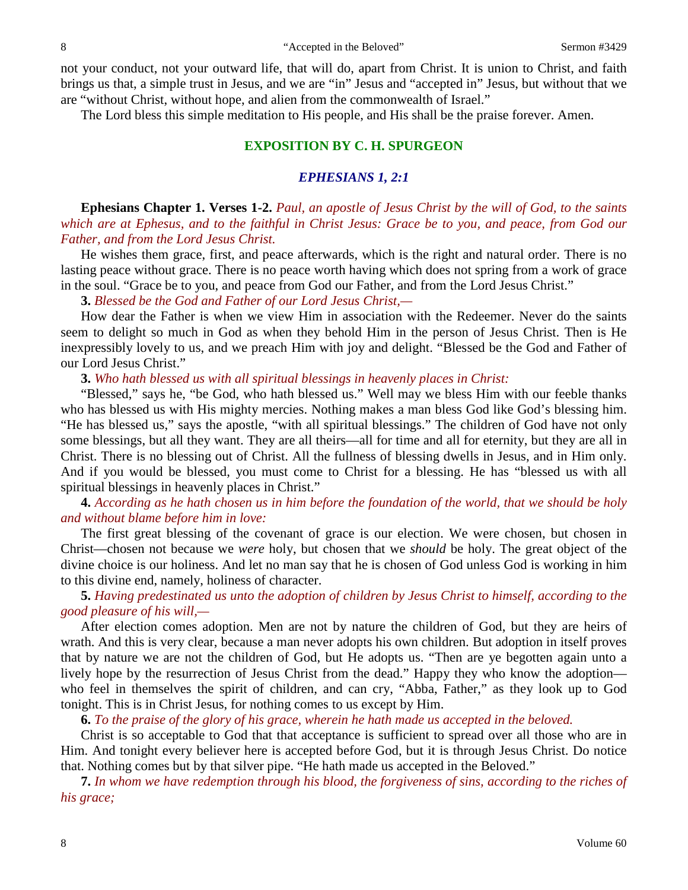not your conduct, not your outward life, that will do, apart from Christ. It is union to Christ, and faith brings us that, a simple trust in Jesus, and we are "in" Jesus and "accepted in" Jesus, but without that we are "without Christ, without hope, and alien from the commonwealth of Israel."

The Lord bless this simple meditation to His people, and His shall be the praise forever. Amen.

## EXPOSITION BY C. H. SPURGEON

### *EPHESIANS 1, 2:1*

**Ephesians Chapter 1. Verses 1-2.** *Paul, an apostle of Jesus Christ by the will of God, to the saints which are at Ephesus, and to the faithful in Christ Jesus: Grace be to you, and peace, from God our Father, and from the Lord Jesus Christ.*

He wishes them grace, first, and peace afterwards, which is the right and natural order. There is no lasting peace without grace. There is no peace worth having which does not spring from a work of grace in the soul. "Grace be to you, and peace from God our Father, and from the Lord Jesus Christ."

**3.** *Blessed be the God and Father of our Lord Jesus Christ,—*

How dear the Father is when we view Him in association with the Redeemer. Never do the saints seem to delight so much in God as when they behold Him in the person of Jesus Christ. Then is He inexpressibly lovely to us, and we preach Him with joy and delight. "Blessed be the God and Father of our Lord Jesus Christ."

**3.** *Who hath blessed us with all spiritual blessings in heavenly places in Christ:*

"Blessed," says he, "be God, who hath blessed us." Well may we bless Him with our feeble thanks who has blessed us with His mighty mercies. Nothing makes a man bless God like God's blessing him. "He has blessed us," says the apostle, "with all spiritual blessings." The children of God have not only some blessings, but all they want. They are all theirs—all for time and all for eternity, but they are all in Christ. There is no blessing out of Christ. All the fullness of blessing dwells in Jesus, and in Him only. And if you would be blessed, you must come to Christ for a blessing. He has "blessed us with all spiritual blessings in heavenly places in Christ."

**4.** *According as he hath chosen us in him before the foundation of the world, that we should be holy and without blame before him in love:*

The first great blessing of the covenant of grace is our election. We were chosen, but chosen in Christ—chosen not because we *were* holy, but chosen that we *should* be holy. The great object of the divine choice is our holiness. And let no man say that he is chosen of God unless God is working in him to this divine end, namely, holiness of character.

**5.** *Having predestinated us unto the adoption of children by Jesus Christ to himself, according to the good pleasure of his will,—*

After election comes adoption. Men are not by nature the children of God, but they are heirs of wrath. And this is very clear, because a man never adopts his own children. But adoption in itself proves that by nature we are not the children of God, but He adopts us. "Then are ye begotten again unto a lively hope by the resurrection of Jesus Christ from the dead." Happy they who know the adoption—who feel in themselves the spirit of children, and can cry, "Abba, Father," as they look up to God tonight. This is in Christ Jesus, for nothing comes to us except by Him.

**6.** *To the praise of the glory of his grace, wherein he hath made us accepted in the beloved.*

Christ is so acceptable to God that that acceptance is sufficient to spread over all those who are in Him. And tonight every believer here is accepted before God, but it is through Jesus Christ. Do notice that. Nothing comes but by that silver pipe. "He hath made us accepted in the Beloved."

**7.** *In whom we have redemption through his blood, the forgiveness of sins, according to the riches of his grace;*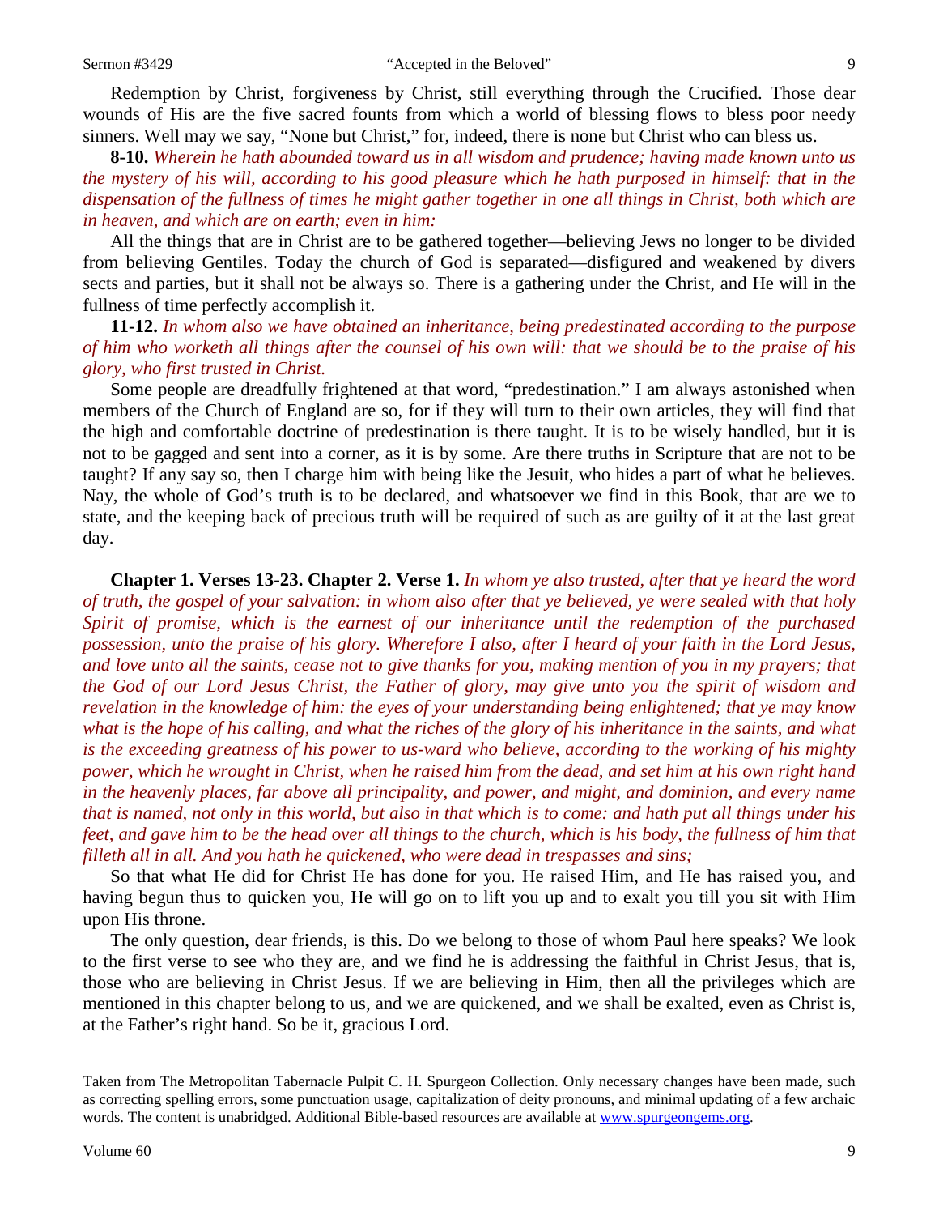Redemption by Christ, forgiveness by Christ, still everything through the Crucified. Those dear wounds of His are the five sacred founts from which a world of blessing flows to bless poor needy sinners. Well may we say, "None but Christ," for, indeed, there is none but Christ who can bless us.

**8-10.** *Wherein he hath abounded toward us in all wisdom and prudence; having made known unto us the mystery of his will, according to his good pleasure which he hath purposed in himself: that in the dispensation of the fullness of times he might gather together in one all things in Christ, both which are in heaven, and which are on earth; even in him:*

All the things that are in Christ are to be gathered together—believing Jews no longer to be divided from believing Gentiles. Today the church of God is separated—disfigured and weakened by divers sects and parties, but it shall not be always so. There is a gathering under the Christ, and He will in the fullness of time perfectly accomplish it.

**11-12.** *In whom also we have obtained an inheritance, being predestinated according to the purpose of him who worketh all things after the counsel of his own will: that we should be to the praise of his glory, who first trusted in Christ.*

Some people are dreadfully frightened at that word, "predestination." I am always astonished when members of the Church of England are so, for if they will turn to their own articles, they will find that the high and comfortable doctrine of predestination is there taught. It is to be wisely handled, but it is not to be gagged and sent into a corner, as it is by some. Are there truths in Scripture that are not to be taught? If any say so, then I charge him with being like the Jesuit, who hides a part of what he believes. Nay, the whole of God's truth is to be declared, and whatsoever we find in this Book, that are we to state, and the keeping back of precious truth will be required of such as are guilty of it at the last great day.

**Chapter 1. Verses 13-23. Chapter 2. Verse 1.** *In whom ye also trusted, after that ye heard the word of truth, the gospel of your salvation: in whom also after that ye believed, ye were sealed with that holy Spirit of promise, which is the earnest of our inheritance until the redemption of the purchased possession, unto the praise of his glory. Wherefore I also, after I heard of your faith in the Lord Jesus, and love unto all the saints, cease not to give thanks for you, making mention of you in my prayers; that the God of our Lord Jesus Christ, the Father of glory, may give unto you the spirit of wisdom and revelation in the knowledge of him: the eyes of your understanding being enlightened; that ye may know what is the hope of his calling, and what the riches of the glory of his inheritance in the saints, and what is the exceeding greatness of his power to us-ward who believe, according to the working of his mighty power, which he wrought in Christ, when he raised him from the dead, and set him at his own right hand in the heavenly places, far above all principality, and power, and might, and dominion, and every name that is named, not only in this world, but also in that which is to come: and hath put all things under his feet, and gave him to be the head over all things to the church, which is his body, the fullness of him that filleth all in all. And you hath he quickened, who were dead in trespasses and sins;*

So that what He did for Christ He has done for you. He raised Him, and He has raised you, and having begun thus to quicken you, He will go on to lift you up and to exalt you till you sit with Him upon His throne.

The only question, dear friends, is this. Do we belong to those of whom Paul here speaks? We look to the first verse to see who they are, and we find he is addressing the faithful in Christ Jesus, that is, those who are believing in Christ Jesus. If we are believing in Him, then all the privileges which are mentioned in this chapter belong to us, and we are quickened, and we shall be exalted, even as Christ is, at the Father's right hand. So be it, gracious Lord.

---

Taken from The Metropolitan Tabernacle Pulpit C. H. Spurgeon Collection. Only necessary changes have been made, such as correcting spelling errors, some punctuation usage, capitalization of deity pronouns, and minimal updating of a few archaic words. The content is unabridged. Additional Bible-based resources are available at www.spurgeongems.org.